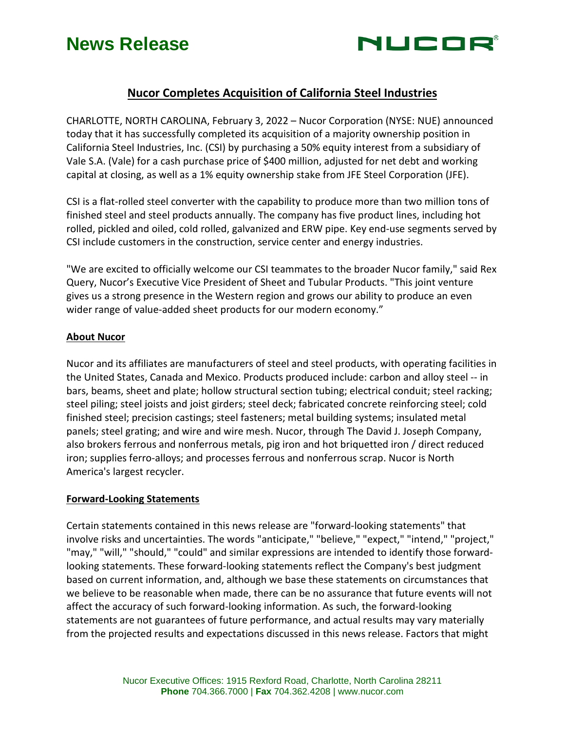# News Release

## Nucor Completes Acquisition of California Steel Industries

CHARLOTTE, NORTH CAROLINA, February 3, 2022 – Nucor Corporation (NYSE: NUE) announced today that it has successfully completed its acquisition of a majority ownership position in California Steel Industries, Inc. (CSI) by purchasing a 50% equity interest from a subsidiary of Vale S.A. (Vale) for a cash purchase price of $400 million, adjusted for net debt and working capital at closing, as well as a 1% equity ownership stake from JFE Steel Corporation (JFE).

CSI is a flat-rolled steel converter with the capability to produce more than two million tons of finished steel and steel products annually. The company has five product lines, including hot rolled, pickled and oiled, cold rolled, galvanized and ERW pipe. Key end-use segments served by CSI include customers in the construction, service center and energy industries.

"We are excited to officially welcome our CSI teammates to the broader Nucor family," said Rex Query, Nucor's Executive Vice President of Sheet and Tubular Products. "This joint venture gives us a strong presence in the Western region and grows our ability to produce an even wider range of value-added sheet products for our modern economy."

### About Nucor

Nucor and its affiliates are manufacturers of steel and steel products, with operating facilities in the United States, Canada and Mexico. Products produced include: carbon and alloy steel -- in bars, beams, sheet and plate; hollow structural section tubing; electrical conduit; steel racking; steel piling; steel joists and joist girders; steel deck; fabricated concrete reinforcing steel; cold finished steel; precision castings; steel fasteners; metal building systems; insulated metal panels; steel grating; and wire and wire mesh. Nucor, through The David J. Joseph Company, also brokers ferrous and nonferrous metals, pig iron and hot briquetted iron / direct reduced iron; supplies ferro-alloys; and processes ferrous and nonferrous scrap. Nucor is North America's largest recycler.

### Forward-Looking Statements

Certain statements contained in this news release are "forward-looking statements" that involve risks and uncertainties. The words "anticipate," "believe," "expect," "intend," "project," "may," "will," "should," "could" and similar expressions are intended to identify those forward-looking statements. These forward-looking statements reflect the Company's best judgment based on current information, and, although we base these statements on circumstances that we believe to be reasonable when made, there can be no assurance that future events will not affect the accuracy of such forward-looking information. As such, the forward-looking statements are not guarantees of future performance, and actual results may vary materially from the projected results and expectations discussed in this news release. Factors that might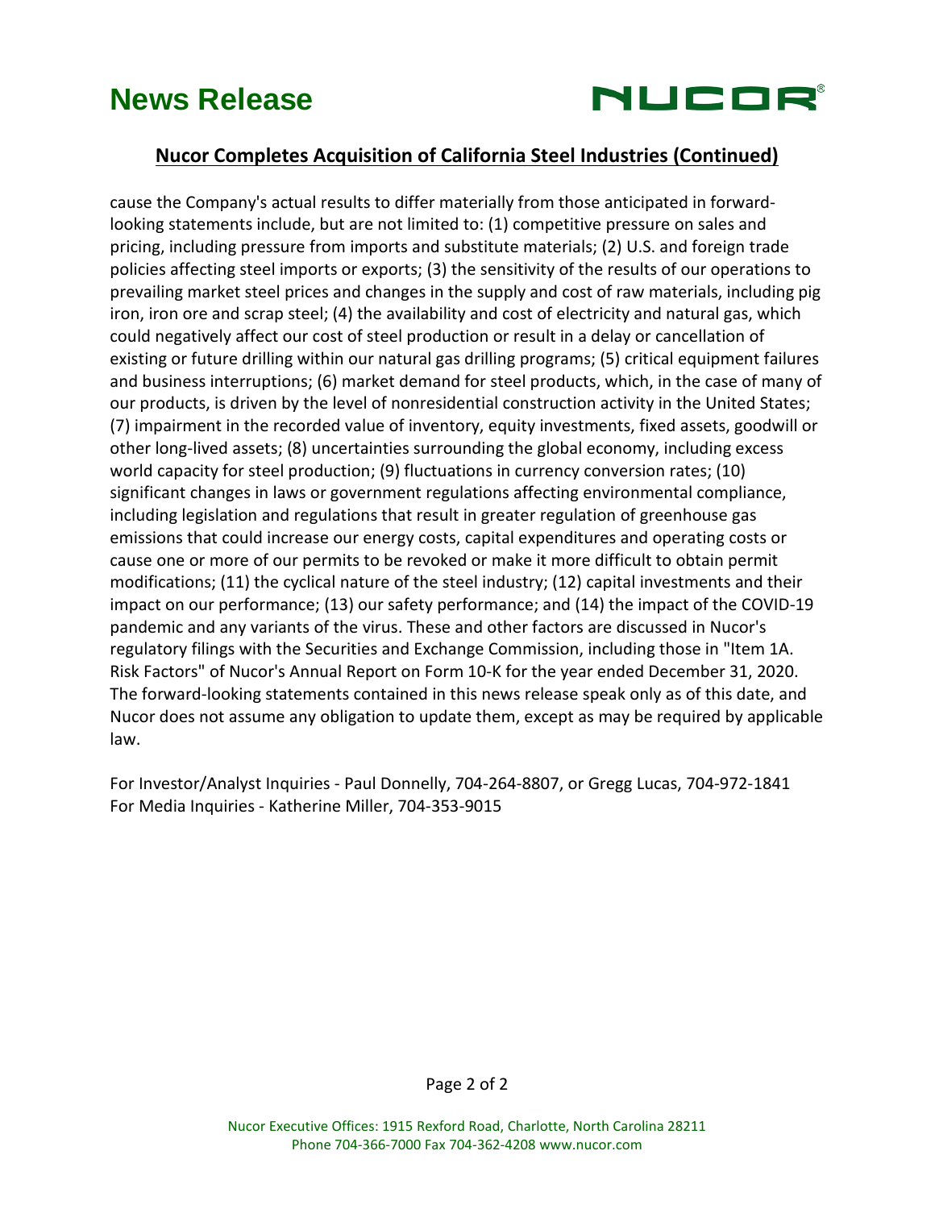cause the Company's actual results to differ materially from those anticipated in forward-looking statements include, but are not limited to: (1) competitive pressure on sales and pricing, including pressure from imports and substitute materials; (2) U.S. and foreign trade policies affecting steel imports or exports; (3) the sensitivity of the results of our operations to prevailing market steel prices and changes in the supply and cost of raw materials, including pig iron, iron ore and scrap steel; (4) the availability and cost of electricity and natural gas, which could negatively affect our cost of steel production or result in a delay or cancellation of existing or future drilling within our natural gas drilling programs; (5) critical equipment failures and business interruptions; (6) market demand for steel products, which, in the case of many of our products, is driven by the level of nonresidential construction activity in the United States; (7) impairment in the recorded value of inventory, equity investments, fixed assets, goodwill or other long-lived assets; (8) uncertainties surrounding the global economy, including excess world capacity for steel production; (9) fluctuations in currency conversion rates; (10) significant changes in laws or government regulations affecting environmental compliance, including legislation and regulations that result in greater regulation of greenhouse gas emissions that could increase our energy costs, capital expenditures and operating costs or cause one or more of our permits to be revoked or make it more difficult to obtain permit modifications; (11) the cyclical nature of the steel industry; (12) capital investments and their impact on our performance; (13) our safety performance; and (14) the impact of the COVID-19 pandemic and any variants of the virus. These and other factors are discussed in Nucor's regulatory filings with the Securities and Exchange Commission, including those in "Item 1A. Risk Factors" of Nucor's Annual Report on Form 10-K for the year ended December 31, 2020. The forward-looking statements contained in this news release speak only as of this date, and Nucor does not assume any obligation to update them, except as may be required by applicable law.

For Investor/Analyst Inquiries - Paul Donnelly, 704-264-8807, or Gregg Lucas, 704-972-1841
For Media Inquiries - Katherine Miller, 704-353-9015